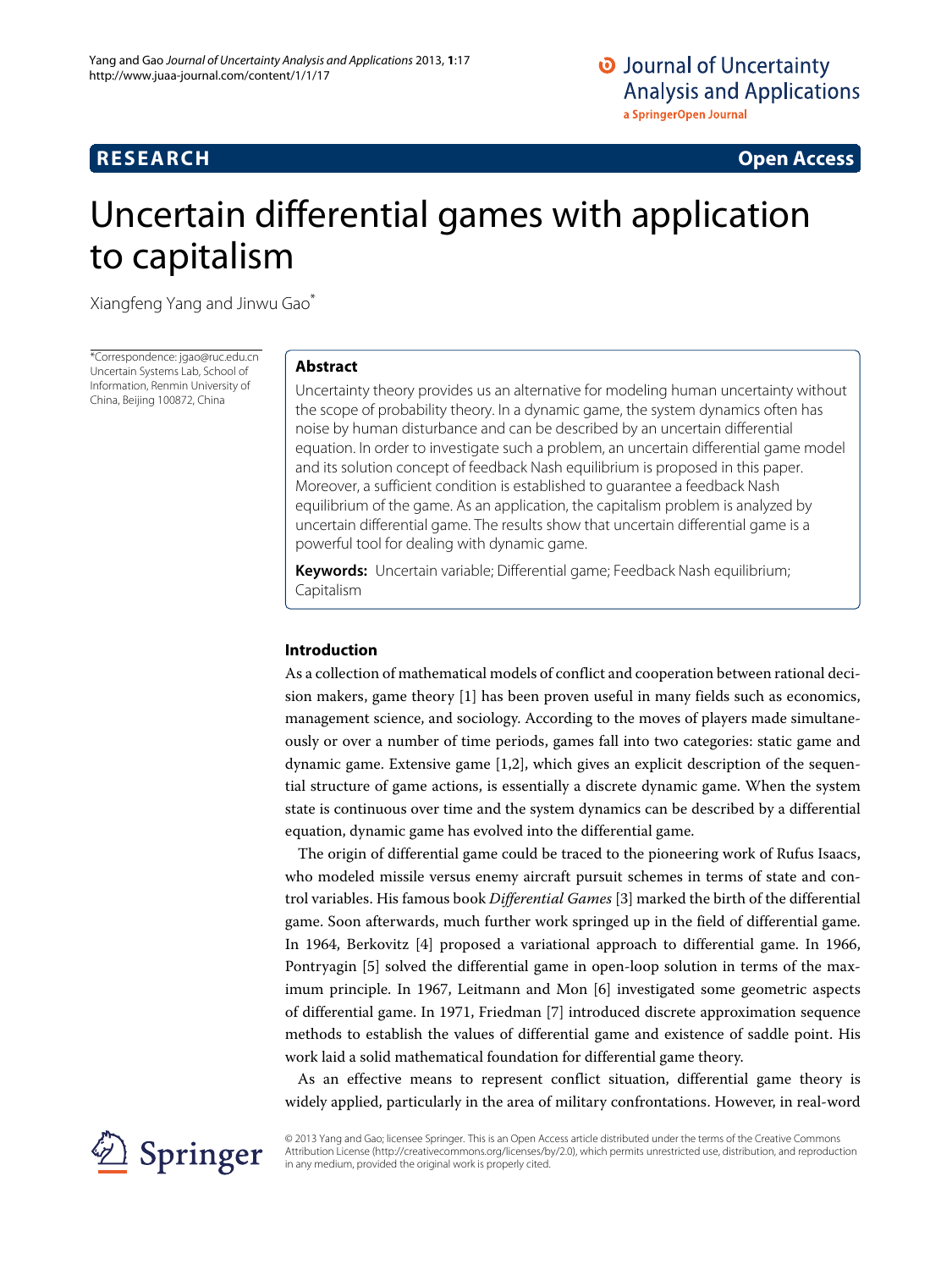**RESEARCH** **Open Access**

# Uncertain differential games with application to capitalism

Xiangfeng Yang and Jinwu Gao*

*Correspondence: jgao@ruc.edu.cn
Uncertain Systems Lab, School of Information, Renmin University of China, Beijing 100872, China

## Abstract

Uncertainty theory provides us an alternative for modeling human uncertainty without the scope of probability theory. In a dynamic game, the system dynamics often has noise by human disturbance and can be described by an uncertain differential equation. In order to investigate such a problem, an uncertain differential game model and its solution concept of feedback Nash equilibrium is proposed in this paper. Moreover, a sufficient condition is established to guarantee a feedback Nash equilibrium of the game. As an application, the capitalism problem is analyzed by uncertain differential game. The results show that uncertain differential game is a powerful tool for dealing with dynamic game.

**Keywords:** Uncertain variable; Differential game; Feedback Nash equilibrium; Capitalism

## Introduction

As a collection of mathematical models of conflict and cooperation between rational decision makers, game theory [1] has been proven useful in many fields such as economics, management science, and sociology. According to the moves of players made simultaneously or over a number of time periods, games fall into two categories: static game and dynamic game. Extensive game [1,2], which gives an explicit description of the sequential structure of game actions, is essentially a discrete dynamic game. When the system state is continuous over time and the system dynamics can be described by a differential equation, dynamic game has evolved into the differential game.

The origin of differential game could be traced to the pioneering work of Rufus Isaacs, who modeled missile versus enemy aircraft pursuit schemes in terms of state and control variables. His famous book *Differential Games* [3] marked the birth of the differential game. Soon afterwards, much further work springed up in the field of differential game. In 1964, Berkovitz [4] proposed a variational approach to differential game. In 1966, Pontryagin [5] solved the differential game in open-loop solution in terms of the maximum principle. In 1967, Leitmann and Mon [6] investigated some geometric aspects of differential game. In 1971, Friedman [7] introduced discrete approximation sequence methods to establish the values of differential game and existence of saddle point. His work laid a solid mathematical foundation for differential game theory.

As an effective means to represent conflict situation, differential game theory is widely applied, particularly in the area of military confrontations. However, in real-word

© 2013 Yang and Gao; licensee Springer. This is an Open Access article distributed under the terms of the Creative Commons Attribution License (http://creativecommons.org/licenses/by/2.0), which permits unrestricted use, distribution, and reproduction in any medium, provided the original work is properly cited.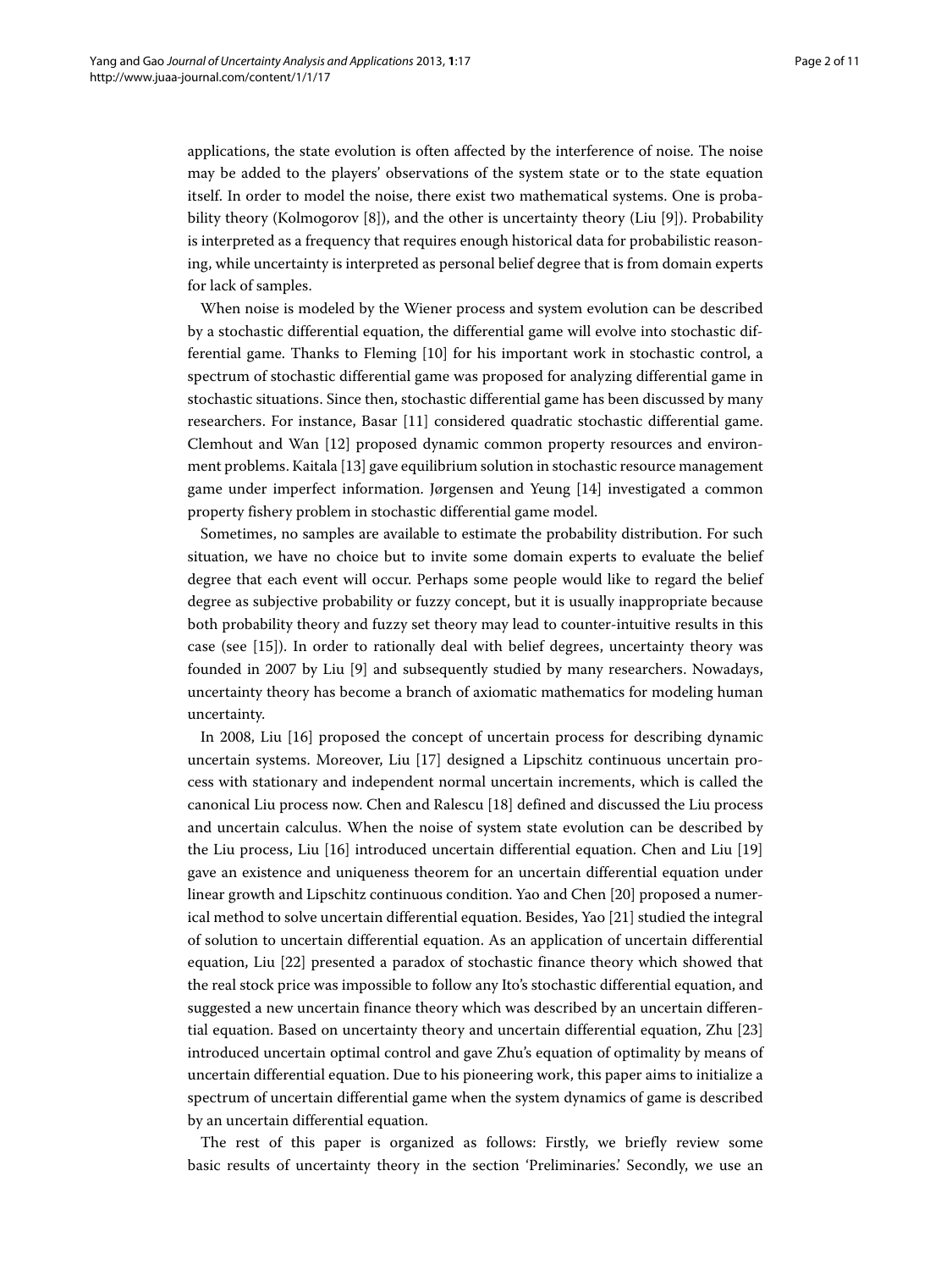applications, the state evolution is often affected by the interference of noise. The noise may be added to the players' observations of the system state or to the state equation itself. In order to model the noise, there exist two mathematical systems. One is probability theory (Kolmogorov [8]), and the other is uncertainty theory (Liu [9]). Probability is interpreted as a frequency that requires enough historical data for probabilistic reasoning, while uncertainty is interpreted as personal belief degree that is from domain experts for lack of samples.

When noise is modeled by the Wiener process and system evolution can be described by a stochastic differential equation, the differential game will evolve into stochastic differential game. Thanks to Fleming [10] for his important work in stochastic control, a spectrum of stochastic differential game was proposed for analyzing differential game in stochastic situations. Since then, stochastic differential game has been discussed by many researchers. For instance, Basar [11] considered quadratic stochastic differential game. Clemhout and Wan [12] proposed dynamic common property resources and environment problems. Kaitala [13] gave equilibrium solution in stochastic resource management game under imperfect information. Jørgensen and Yeung [14] investigated a common property fishery problem in stochastic differential game model.

Sometimes, no samples are available to estimate the probability distribution. For such situation, we have no choice but to invite some domain experts to evaluate the belief degree that each event will occur. Perhaps some people would like to regard the belief degree as subjective probability or fuzzy concept, but it is usually inappropriate because both probability theory and fuzzy set theory may lead to counter-intuitive results in this case (see [15]). In order to rationally deal with belief degrees, uncertainty theory was founded in 2007 by Liu [9] and subsequently studied by many researchers. Nowadays, uncertainty theory has become a branch of axiomatic mathematics for modeling human uncertainty.

In 2008, Liu [16] proposed the concept of uncertain process for describing dynamic uncertain systems. Moreover, Liu [17] designed a Lipschitz continuous uncertain process with stationary and independent normal uncertain increments, which is called the canonical Liu process now. Chen and Ralescu [18] defined and discussed the Liu process and uncertain calculus. When the noise of system state evolution can be described by the Liu process, Liu [16] introduced uncertain differential equation. Chen and Liu [19] gave an existence and uniqueness theorem for an uncertain differential equation under linear growth and Lipschitz continuous condition. Yao and Chen [20] proposed a numerical method to solve uncertain differential equation. Besides, Yao [21] studied the integral of solution to uncertain differential equation. As an application of uncertain differential equation, Liu [22] presented a paradox of stochastic finance theory which showed that the real stock price was impossible to follow any Ito's stochastic differential equation, and suggested a new uncertain finance theory which was described by an uncertain differential equation. Based on uncertainty theory and uncertain differential equation, Zhu [23] introduced uncertain optimal control and gave Zhu's equation of optimality by means of uncertain differential equation. Due to his pioneering work, this paper aims to initialize a spectrum of uncertain differential game when the system dynamics of game is described by an uncertain differential equation.

The rest of this paper is organized as follows: Firstly, we briefly review some basic results of uncertainty theory in the section 'Preliminaries.' Secondly, we use an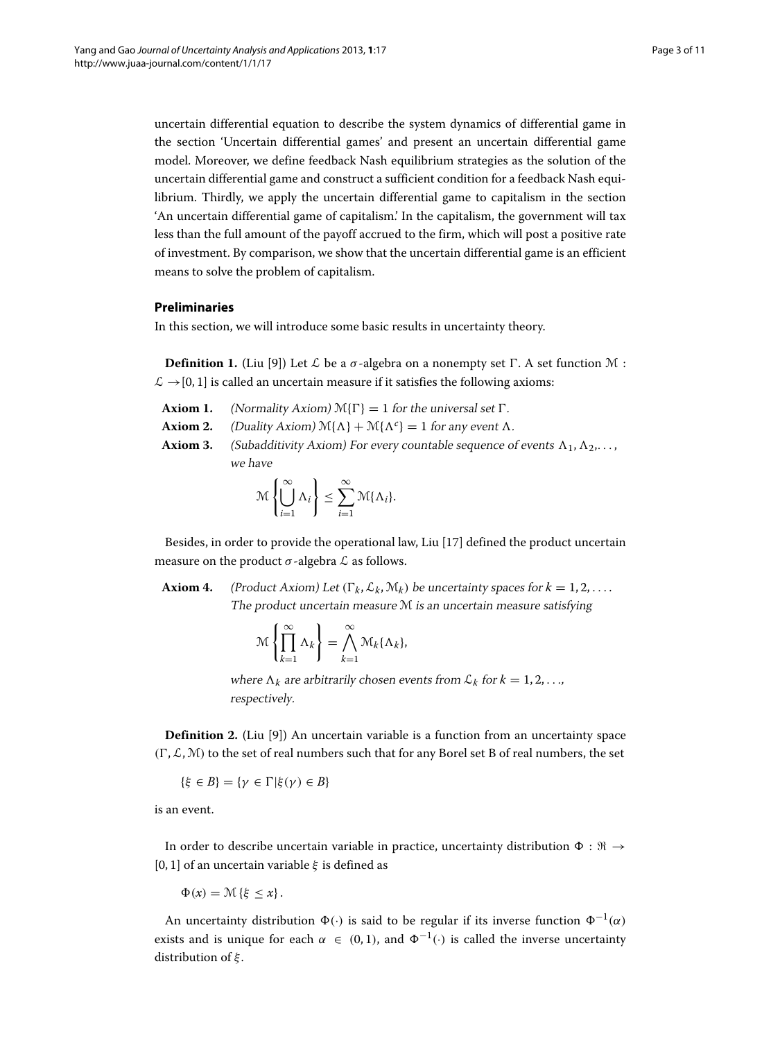uncertain differential equation to describe the system dynamics of differential game in the section 'Uncertain differential games' and present an uncertain differential game model. Moreover, we define feedback Nash equilibrium strategies as the solution of the uncertain differential game and construct a sufficient condition for a feedback Nash equilibrium. Thirdly, we apply the uncertain differential game to capitalism in the section 'An uncertain differential game of capitalism.' In the capitalism, the government will tax less than the full amount of the payoff accrued to the firm, which will post a positive rate of investment. By comparison, we show that the uncertain differential game is an efficient means to solve the problem of capitalism.

## Preliminaries

In this section, we will introduce some basic results in uncertainty theory.

**Definition 1.** (Liu [9]) Let $\mathcal{L}$ be a $\sigma$-algebra on a nonempty set $\Gamma$. A set function $\mathcal{M}$ : $\mathcal{L} \to [0,1]$ is called an uncertain measure if it satisfies the following axioms:

**Axiom 1.** *(Normality Axiom)* $\mathcal{M}\{\Gamma\} = 1$ *for the universal set* $\Gamma$*.*

**Axiom 2.** *(Duality Axiom)* $\mathcal{M}\{\Lambda\} + \mathcal{M}\{\Lambda^c\} = 1$ *for any event* $\Lambda$*.*

**Axiom 3.** *(Subadditivity Axiom) For every countable sequence of events* $\Lambda_1, \Lambda_2, \ldots,$ *we have*

$$\mathcal{M}\left\{\bigcup_{i=1}^{\infty} \Lambda_i\right\} \leq \sum_{i=1}^{\infty} \mathcal{M}\{\Lambda_i\}.$$

Besides, in order to provide the operational law, Liu [17] defined the product uncertain measure on the product $\sigma$-algebra $\mathcal{L}$ as follows.

**Axiom 4.** *(Product Axiom) Let* $(\Gamma_k, \mathcal{L}_k, \mathcal{M}_k)$ *be uncertainty spaces for* $k = 1, 2, \ldots$*. The product uncertain measure* $\mathcal{M}$ *is an uncertain measure satisfying*

$$\mathcal{M}\left\{\prod_{k=1}^{\infty} \Lambda_k\right\} = \bigwedge_{k=1}^{\infty} \mathcal{M}_k\{\Lambda_k\},$$

*where* $\Lambda_k$ *are arbitrarily chosen events from* $\mathcal{L}_k$ *for* $k = 1, 2, \ldots,$ *respectively.*

**Definition 2.** (Liu [9]) An uncertain variable is a function from an uncertainty space $(\Gamma, \mathcal{L}, \mathcal{M})$ to the set of real numbers such that for any Borel set B of real numbers, the set

$$\{\xi \in B\} = \{\gamma \in \Gamma | \xi(\gamma) \in B\}$$

is an event.

In order to describe uncertain variable in practice, uncertainty distribution $\Phi : \Re \to [0,1]$ of an uncertain variable $\xi$ is defined as

$$\Phi(x) = \mathcal{M}\{\xi \leq x\}.$$

An uncertainty distribution $\Phi(\cdot)$ is said to be regular if its inverse function $\Phi^{-1}(\alpha)$ exists and is unique for each $\alpha \in (0,1)$, and $\Phi^{-1}(\cdot)$ is called the inverse uncertainty distribution of $\xi$.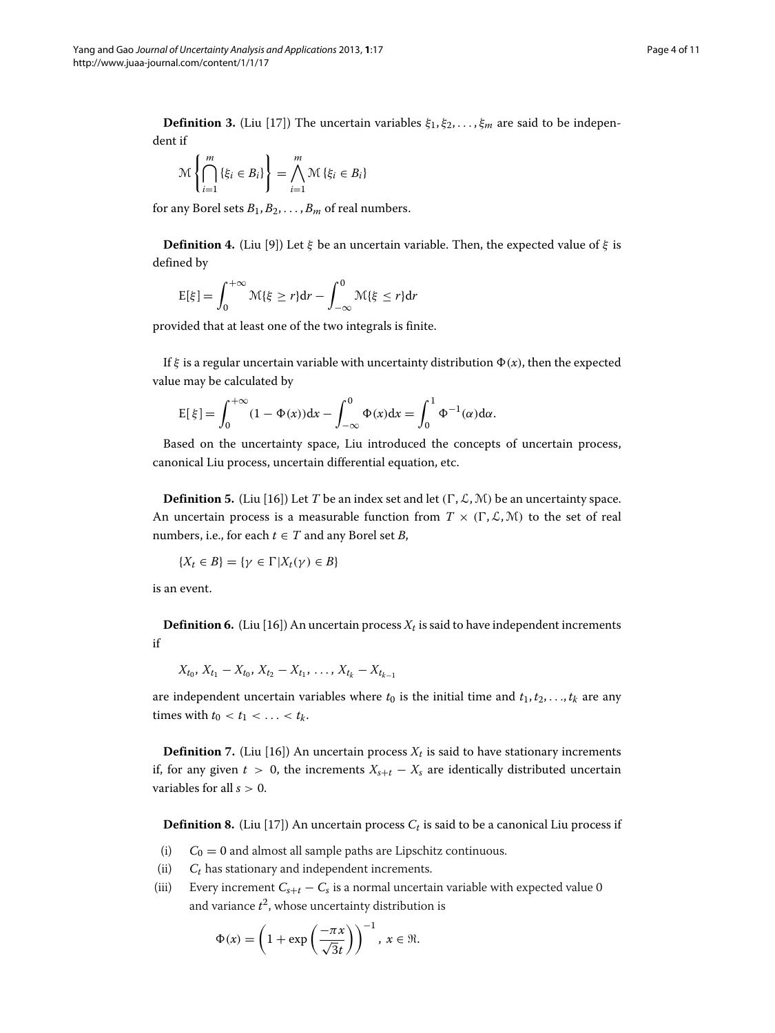**Definition 3.** (Liu [17]) The uncertain variables $\xi_1, \xi_2, \ldots, \xi_m$ are said to be independent if

$$\mathcal{M}\left\{\bigcap_{i=1}^{m}\{\xi_i \in B_i\}\right\} = \bigwedge_{i=1}^{m}\mathcal{M}\{\xi_i \in B_i\}$$

for any Borel sets $B_1, B_2, \ldots, B_m$ of real numbers.

**Definition 4.** (Liu [9]) Let $\xi$ be an uncertain variable. Then, the expected value of $\xi$ is defined by

$$\mathrm{E}[\xi] = \int_0^{+\infty} \mathcal{M}\{\xi \geq r\}\mathrm{d}r - \int_{-\infty}^{0} \mathcal{M}\{\xi \leq r\}\mathrm{d}r$$

provided that at least one of the two integrals is finite.

If $\xi$ is a regular uncertain variable with uncertainty distribution $\Phi(x)$, then the expected value may be calculated by

$$\mathrm{E}[\,\xi] = \int_0^{+\infty} (1 - \Phi(x))\mathrm{d}x - \int_{-\infty}^{0} \Phi(x)\mathrm{d}x = \int_0^1 \Phi^{-1}(\alpha)\mathrm{d}\alpha.$$

Based on the uncertainty space, Liu introduced the concepts of uncertain process, canonical Liu process, uncertain differential equation, etc.

**Definition 5.** (Liu [16]) Let $T$ be an index set and let $(\Gamma, \mathcal{L}, \mathcal{M})$ be an uncertainty space. An uncertain process is a measurable function from $T \times (\Gamma, \mathcal{L}, \mathcal{M})$ to the set of real numbers, i.e., for each $t \in T$ and any Borel set $B$,

$$\{X_t \in B\} = \{\gamma \in \Gamma | X_t(\gamma) \in B\}$$

is an event.

**Definition 6.** (Liu [16]) An uncertain process $X_t$ is said to have independent increments if

$$X_{t_0}, X_{t_1} - X_{t_0}, X_{t_2} - X_{t_1}, \ldots, X_{t_k} - X_{t_{k-1}}$$

are independent uncertain variables where $t_0$ is the initial time and $t_1, t_2, \ldots, t_k$ are any times with $t_0 < t_1 < \ldots < t_k$.

**Definition 7.** (Liu [16]) An uncertain process $X_t$ is said to have stationary increments if, for any given $t > 0$, the increments $X_{s+t} - X_s$ are identically distributed uncertain variables for all $s > 0$.

**Definition 8.** (Liu [17]) An uncertain process $C_t$ is said to be a canonical Liu process if

(i) $C_0 = 0$ and almost all sample paths are Lipschitz continuous.

(ii) $C_t$ has stationary and independent increments.

(iii) Every increment $C_{s+t} - C_s$ is a normal uncertain variable with expected value 0 and variance $t^2$, whose uncertainty distribution is

$$\Phi(x) = \left(1 + \exp\left(\frac{-\pi x}{\sqrt{3}t}\right)\right)^{-1},\ x \in \Re.$$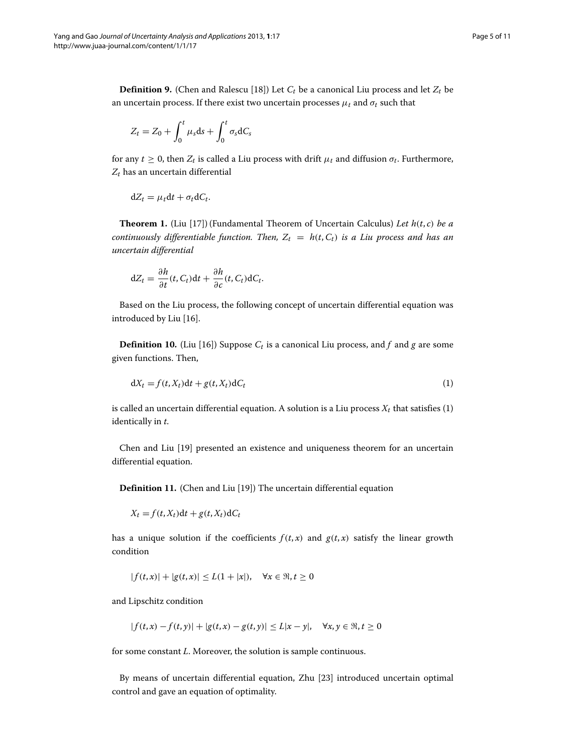**Definition 9.** (Chen and Ralescu [18]) Let $C_t$ be a canonical Liu process and let $Z_t$ be an uncertain process. If there exist two uncertain processes $\mu_t$ and $\sigma_t$ such that

$$Z_t = Z_0 + \int_0^t \mu_s \mathrm{d}s + \int_0^t \sigma_s \mathrm{d}C_s$$

for any $t \geq 0$, then $Z_t$ is called a Liu process with drift $\mu_t$ and diffusion $\sigma_t$. Furthermore, $Z_t$ has an uncertain differential

$$\mathrm{d}Z_t = \mu_t \mathrm{d}t + \sigma_t \mathrm{d}C_t.$$

**Theorem 1.** (Liu [17]) (Fundamental Theorem of Uncertain Calculus) *Let $h(t, c)$ be a continuously differentiable function. Then, $Z_t = h(t, C_t)$ is a Liu process and has an uncertain differential*

$$\mathrm{d}Z_t = \frac{\partial h}{\partial t}(t, C_t)\mathrm{d}t + \frac{\partial h}{\partial c}(t, C_t)\mathrm{d}C_t.$$

Based on the Liu process, the following concept of uncertain differential equation was introduced by Liu [16].

**Definition 10.** (Liu [16]) Suppose $C_t$ is a canonical Liu process, and $f$ and $g$ are some given functions. Then,

$$\mathrm{d}X_t = f(t, X_t)\mathrm{d}t + g(t, X_t)\mathrm{d}C_t \tag{1}$$

is called an uncertain differential equation. A solution is a Liu process $X_t$ that satisfies (1) identically in $t$.

Chen and Liu [19] presented an existence and uniqueness theorem for an uncertain differential equation.

**Definition 11.** (Chen and Liu [19]) The uncertain differential equation

$$X_t = f(t, X_t)\mathrm{d}t + g(t, X_t)\mathrm{d}C_t$$

has a unique solution if the coefficients $f(t, x)$ and $g(t, x)$ satisfy the linear growth condition

$$|f(t, x)| + |g(t, x)| \leq L(1 + |x|), \quad \forall x \in \Re, t \geq 0$$

and Lipschitz condition

$$|f(t, x) - f(t, y)| + |g(t, x) - g(t, y)| \leq L|x - y|, \quad \forall x, y \in \Re, t \geq 0$$

for some constant $L$. Moreover, the solution is sample continuous.

By means of uncertain differential equation, Zhu [23] introduced uncertain optimal control and gave an equation of optimality.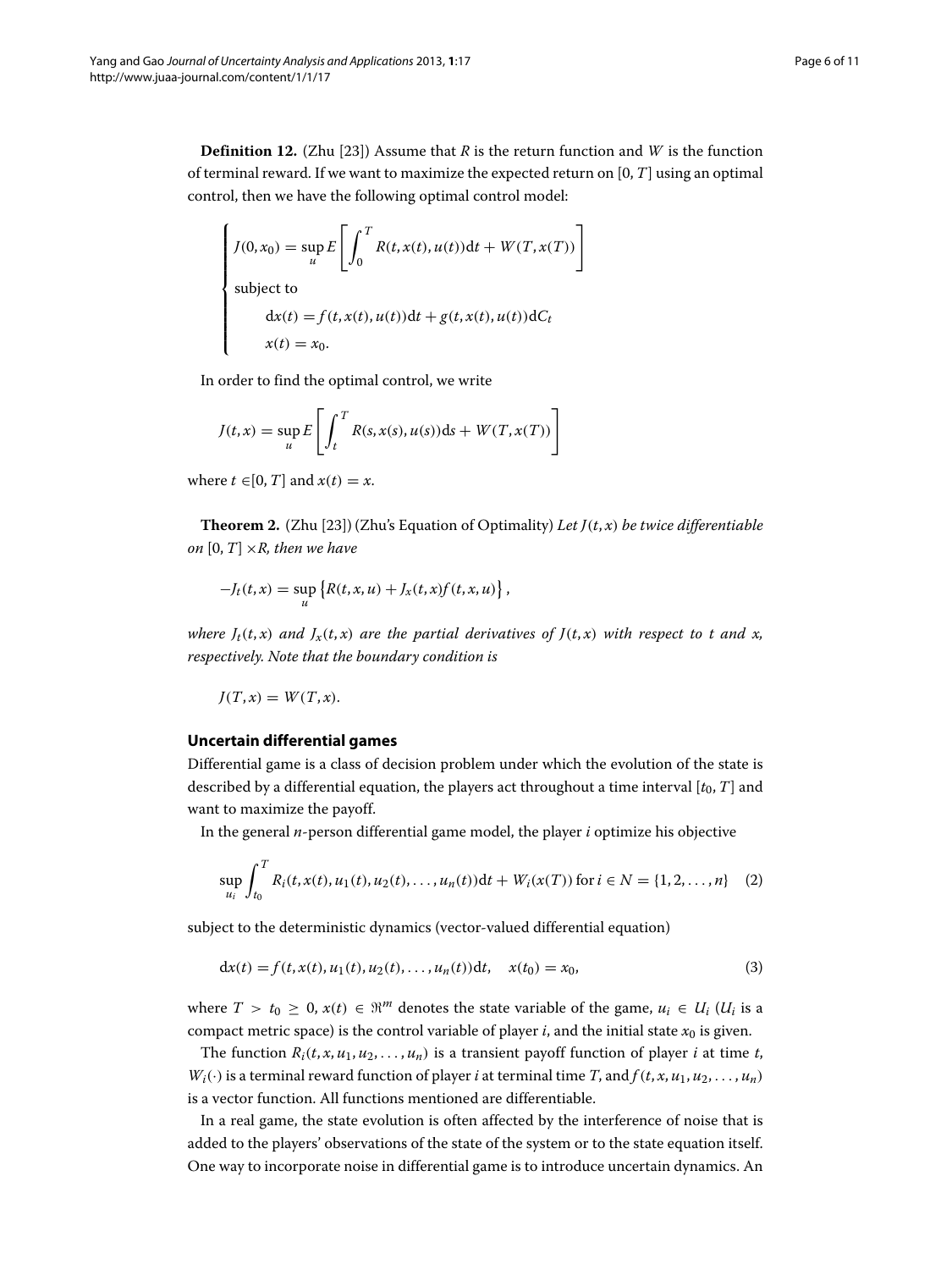**Definition 12.** (Zhu [23]) Assume that $R$ is the return function and $W$ is the function of terminal reward. If we want to maximize the expected return on $[0, T]$ using an optimal control, then we have the following optimal control model:

$$
\begin{cases}
J(0, x_0) = \sup_u E\left[\int_0^T R(t, x(t), u(t))\mathrm{d}t + W(T, x(T))\right] \\
\text{subject to} \\
\qquad \mathrm{d}x(t) = f(t, x(t), u(t))\mathrm{d}t + g(t, x(t), u(t))\mathrm{d}C_t \\
\qquad x(t) = x_0.
\end{cases}
$$

In order to find the optimal control, we write

$$
J(t, x) = \sup_u E\left[\int_t^T R(s, x(s), u(s))\mathrm{d}s + W(T, x(T))\right]
$$

where $t \in [0, T]$ and $x(t) = x$.

**Theorem 2.** (Zhu [23]) (Zhu's Equation of Optimality) *Let $J(t, x)$ be twice differentiable on $[0, T] \times R$, then we have*

$$
-J_t(t, x) = \sup_u \left\{R(t, x, u) + J_x(t, x)f(t, x, u)\right\},
$$

*where $J_t(t, x)$ and $J_x(t, x)$ are the partial derivatives of $J(t, x)$ with respect to $t$ and $x$, respectively. Note that the boundary condition is*

$$
J(T, x) = W(T, x).
$$

### Uncertain differential games

Differential game is a class of decision problem under which the evolution of the state is described by a differential equation, the players act throughout a time interval $[t_0, T]$ and want to maximize the payoff.

In the general $n$-person differential game model, the player $i$ optimize his objective

$$
\sup_{u_i} \int_{t_0}^T R_i(t, x(t), u_1(t), u_2(t), \ldots, u_n(t))\mathrm{d}t + W_i(x(T)) \text{ for } i \in N = \{1, 2, \ldots, n\} \quad (2)
$$

subject to the deterministic dynamics (vector-valued differential equation)

$$
\mathrm{d}x(t) = f(t, x(t), u_1(t), u_2(t), \ldots, u_n(t))\mathrm{d}t, \quad x(t_0) = x_0, \quad (3)
$$

where $T > t_0 \geq 0$, $x(t) \in \Re^m$ denotes the state variable of the game, $u_i \in U_i$ ($U_i$ is a compact metric space) is the control variable of player $i$, and the initial state $x_0$ is given.

The function $R_i(t, x, u_1, u_2, \ldots, u_n)$ is a transient payoff function of player $i$ at time $t$, $W_i(\cdot)$ is a terminal reward function of player $i$ at terminal time $T$, and $f(t, x, u_1, u_2, \ldots, u_n)$ is a vector function. All functions mentioned are differentiable.

In a real game, the state evolution is often affected by the interference of noise that is added to the players' observations of the state of the system or to the state equation itself. One way to incorporate noise in differential game is to introduce uncertain dynamics. An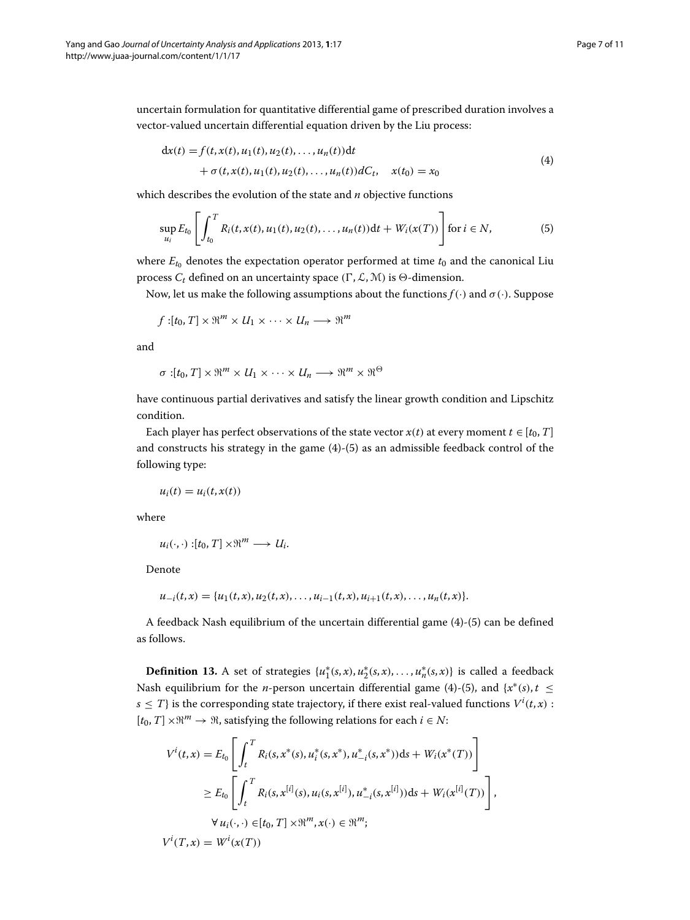uncertain formulation for quantitative differential game of prescribed duration involves a vector-valued uncertain differential equation driven by the Liu process:

$$
\begin{aligned}
\mathrm{d}x(t) &= f(t, x(t), u_1(t), u_2(t), \ldots, u_n(t))\mathrm{d}t \\
&\quad + \sigma(t, x(t), u_1(t), u_2(t), \ldots, u_n(t))dC_t, \quad x(t_0) = x_0
\end{aligned}
\tag{4}
$$

which describes the evolution of the state and $n$ objective functions

$$
\sup_{u_i} E_{t_0}\left[\int_{t_0}^{T} R_i(t, x(t), u_1(t), u_2(t), \ldots, u_n(t))\mathrm{d}t + W_i(x(T))\right] \text{for } i \in N,
\tag{5}
$$

where $E_{t_0}$ denotes the expectation operator performed at time $t_0$ and the canonical Liu process $C_t$ defined on an uncertainty space $(\Gamma, \mathcal{L}, \mathcal{M})$ is $\Theta$-dimension.

Now, let us make the following assumptions about the functions $f(\cdot)$ and $\sigma(\cdot)$. Suppose

$$
f : [t_0, T] \times \Re^m \times U_1 \times \cdots \times U_n \longrightarrow \Re^m
$$

and

$$
\sigma : [t_0, T] \times \Re^m \times U_1 \times \cdots \times U_n \longrightarrow \Re^m \times \Re^\Theta
$$

have continuous partial derivatives and satisfy the linear growth condition and Lipschitz condition.

Each player has perfect observations of the state vector $x(t)$ at every moment $t \in [t_0, T]$ and constructs his strategy in the game (4)-(5) as an admissible feedback control of the following type:

$$
u_i(t) = u_i(t, x(t))
$$

where

$$
u_i(\cdot, \cdot) : [t_0, T] \times \Re^m \longrightarrow U_i.
$$

Denote

$$
u_{-i}(t, x) = \{u_1(t, x), u_2(t, x), \ldots, u_{i-1}(t, x), u_{i+1}(t, x), \ldots, u_n(t, x)\}.
$$

A feedback Nash equilibrium of the uncertain differential game (4)-(5) can be defined as follows.

**Definition 13.** A set of strategies $\{u_1^*(s, x), u_2^*(s, x), \ldots, u_n^*(s, x)\}$ is called a feedback Nash equilibrium for the $n$-person uncertain differential game (4)-(5), and $\{x^*(s), t \le s \le T\}$ is the corresponding state trajectory, if there exist real-valued functions $V^i(t, x) : [t_0, T] \times \Re^m \to \Re$, satisfying the following relations for each $i \in N$:

$$
\begin{aligned}
V^i(t, x) &= E_{t_0}\left[\int_t^T R_i(s, x^*(s), u_i^*(s, x^*), u_{-i}^*(s, x^*))\mathrm{d}s + W_i(x^*(T))\right] \\
&\ge E_{t_0}\left[\int_t^T R_i(s, x^{[i]}(s), u_i(s, x^{[i]}), u_{-i}^*(s, x^{[i]}))\mathrm{d}s + W_i(x^{[i]}(T))\right], \\
&\quad \forall\, u_i(\cdot, \cdot) \in [t_0, T] \times \Re^m, x(\cdot) \in \Re^m; \\
V^i(T, x) &= W^i(x(T))
\end{aligned}
$$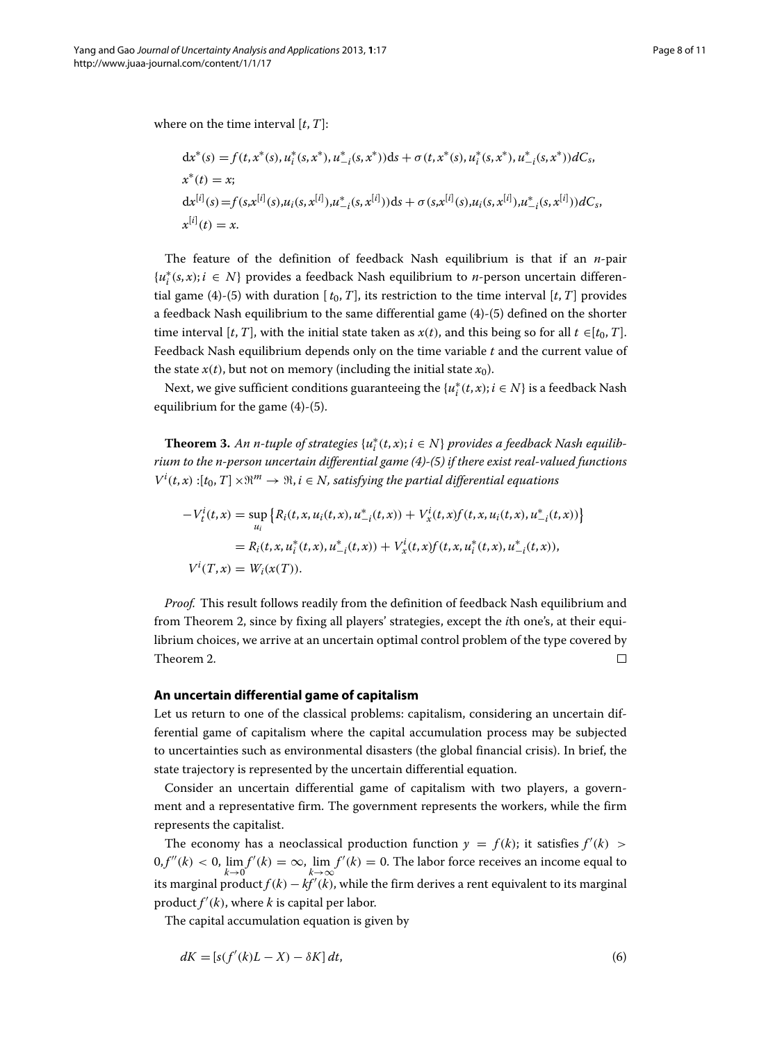where on the time interval $[t, T]$:

$$
\begin{aligned}
&\mathrm{d}x^*(s) = f(t, x^*(s), u_i^*(s, x^*), u_{-i}^*(s, x^*))\mathrm{d}s + \sigma(t, x^*(s), u_i^*(s, x^*), u_{-i}^*(s, x^*))dC_s,\\
&x^*(t) = x;\\
&\mathrm{d}x^{[i]}(s) = f(s, x^{[i]}(s), u_i(s, x^{[i]}), u_{-i}^*(s, x^{[i]}))\mathrm{d}s + \sigma(s, x^{[i]}(s), u_i(s, x^{[i]}), u_{-i}^*(s, x^{[i]}))dC_s,\\
&x^{[i]}(t) = x.
\end{aligned}
$$

The feature of the definition of feedback Nash equilibrium is that if an $n$-pair $\{u_i^*(s,x); i \in N\}$ provides a feedback Nash equilibrium to $n$-person uncertain differential game (4)-(5) with duration $[t_0, T]$, its restriction to the time interval $[t, T]$ provides a feedback Nash equilibrium to the same differential game (4)-(5) defined on the shorter time interval $[t, T]$, with the initial state taken as $x(t)$, and this being so for all $t \in [t_0, T]$. Feedback Nash equilibrium depends only on the time variable $t$ and the current value of the state $x(t)$, but not on memory (including the initial state $x_0$).

Next, we give sufficient conditions guaranteeing the $\{u_i^*(t,x); i \in N\}$ is a feedback Nash equilibrium for the game (4)-(5).

**Theorem 3.** *An n-tuple of strategies $\{u_i^*(t,x); i \in N\}$ provides a feedback Nash equilibrium to the n-person uncertain differential game (4)-(5) if there exist real-valued functions $V^i(t,x) : [t_0, T] \times \Re^m \to \Re, i \in N$, satisfying the partial differential equations*

$$
\begin{aligned}
-V_t^i(t,x) &= \sup_{u_i} \left\{ R_i(t, x, u_i(t,x), u_{-i}^*(t,x)) + V_x^i(t,x) f(t, x, u_i(t,x), u_{-i}^*(t,x)) \right\}\\
&= R_i(t, x, u_i^*(t,x), u_{-i}^*(t,x)) + V_x^i(t,x) f(t, x, u_i^*(t,x), u_{-i}^*(t,x)),\\
V^i(T, x) &= W_i(x(T)).
\end{aligned}
$$

*Proof.* This result follows readily from the definition of feedback Nash equilibrium and from Theorem 2, since by fixing all players' strategies, except the $i$th one's, at their equilibrium choices, we arrive at an uncertain optimal control problem of the type covered by Theorem 2. □

## An uncertain differential game of capitalism

Let us return to one of the classical problems: capitalism, considering an uncertain differential game of capitalism where the capital accumulation process may be subjected to uncertainties such as environmental disasters (the global financial crisis). In brief, the state trajectory is represented by the uncertain differential equation.

Consider an uncertain differential game of capitalism with two players, a government and a representative firm. The government represents the workers, while the firm represents the capitalist.

The economy has a neoclassical production function $y = f(k)$; it satisfies $f'(k) > 0, f''(k) < 0, \lim_{k \to 0} f'(k) = \infty, \lim_{k \to \infty} f'(k) = 0$. The labor force receives an income equal to its marginal product $f(k) - kf'(k)$, while the firm derives a rent equivalent to its marginal product $f'(k)$, where $k$ is capital per labor.

The capital accumulation equation is given by

$$
dK = [s(f'(k)L - X) - \delta K]\, dt, \tag{6}
$$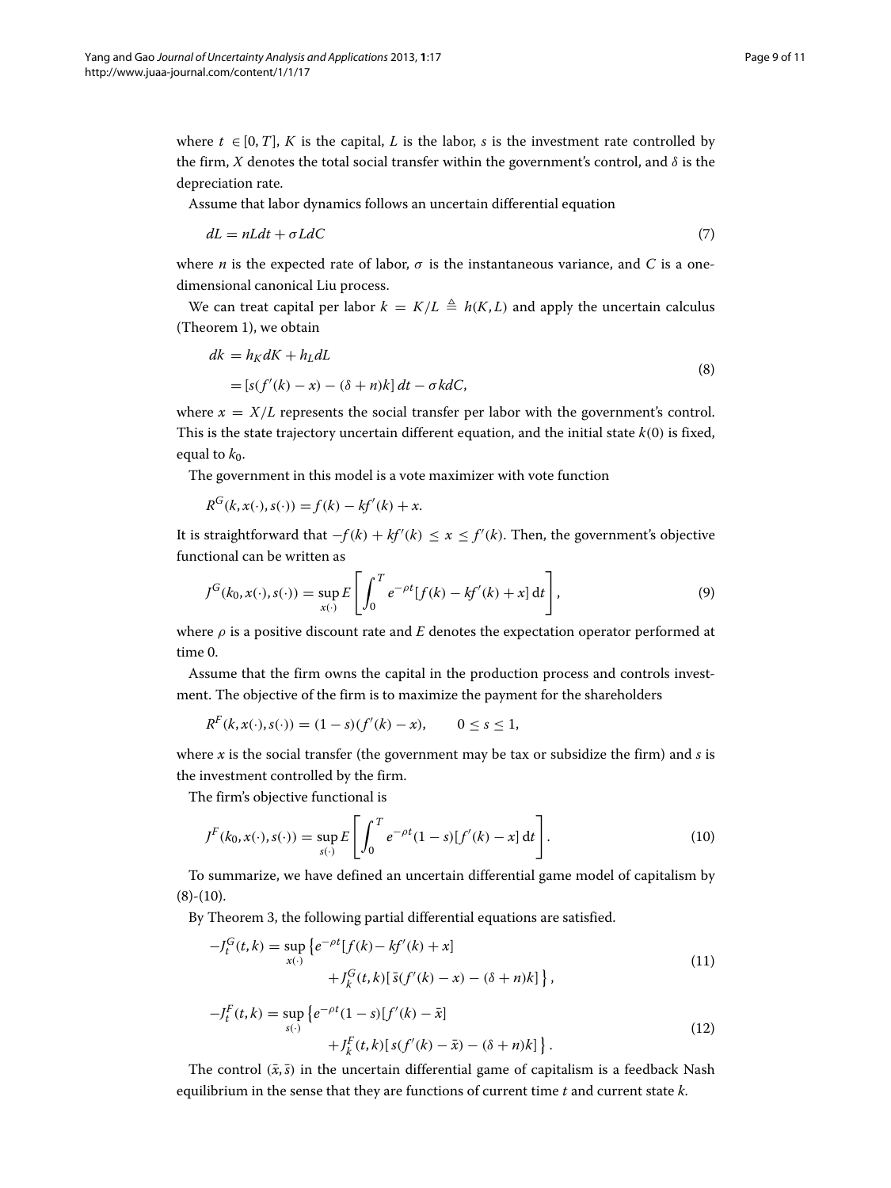where $t \in [0, T]$, $K$ is the capital, $L$ is the labor, $s$ is the investment rate controlled by the firm, $X$ denotes the total social transfer within the government's control, and $\delta$ is the depreciation rate.

Assume that labor dynamics follows an uncertain differential equation

$$dL = nLdt + \sigma LdC \tag{7}$$

where $n$ is the expected rate of labor, $\sigma$ is the instantaneous variance, and $C$ is a one-dimensional canonical Liu process.

We can treat capital per labor $k = K/L \triangleq h(K, L)$ and apply the uncertain calculus (Theorem 1), we obtain

$$\begin{aligned} dk &= h_K dK + h_L dL \\ &= [s(f'(k) - x) - (\delta + n)k]\, dt - \sigma k dC, \end{aligned} \tag{8}$$

where $x = X/L$ represents the social transfer per labor with the government's control. This is the state trajectory uncertain different equation, and the initial state $k(0)$ is fixed, equal to $k_0$.

The government in this model is a vote maximizer with vote function

$$R^G(k, x(\cdot), s(\cdot)) = f(k) - kf'(k) + x.$$

It is straightforward that $-f(k) + kf'(k) \leq x \leq f'(k)$. Then, the government's objective functional can be written as

$$J^G(k_0, x(\cdot), s(\cdot)) = \sup_{x(\cdot)} E\left[\int_0^T e^{-\rho t}[f(k) - kf'(k) + x]\, \mathrm{d}t\right], \tag{9}$$

where $\rho$ is a positive discount rate and $E$ denotes the expectation operator performed at time 0.

Assume that the firm owns the capital in the production process and controls investment. The objective of the firm is to maximize the payment for the shareholders

$$R^F(k, x(\cdot), s(\cdot)) = (1 - s)(f'(k) - x), \qquad 0 \leq s \leq 1,$$

where $x$ is the social transfer (the government may be tax or subsidize the firm) and $s$ is the investment controlled by the firm.

The firm's objective functional is

$$J^F(k_0, x(\cdot), s(\cdot)) = \sup_{s(\cdot)} E\left[\int_0^T e^{-\rho t}(1 - s)[f'(k) - x]\, \mathrm{d}t\right]. \tag{10}$$

To summarize, we have defined an uncertain differential game model of capitalism by (8)-(10).

By Theorem 3, the following partial differential equations are satisfied.

$$\begin{aligned} -J_t^G(t, k) = \sup_{x(\cdot)} \big\{ & e^{-\rho t}[f(k) - kf'(k) + x] \\ & + J_k^G(t, k)[\bar{s}(f'(k) - x) - (\delta + n)k] \big\}, \end{aligned} \tag{11}$$

$$\begin{aligned} -J_t^F(t, k) = \sup_{s(\cdot)} \big\{ & e^{-\rho t}(1 - s)[f'(k) - \bar{x}] \\ & + J_k^F(t, k)[s(f'(k) - \bar{x}) - (\delta + n)k] \big\}. \end{aligned} \tag{12}$$

The control $(\bar{x}, \bar{s})$ in the uncertain differential game of capitalism is a feedback Nash equilibrium in the sense that they are functions of current time $t$ and current state $k$.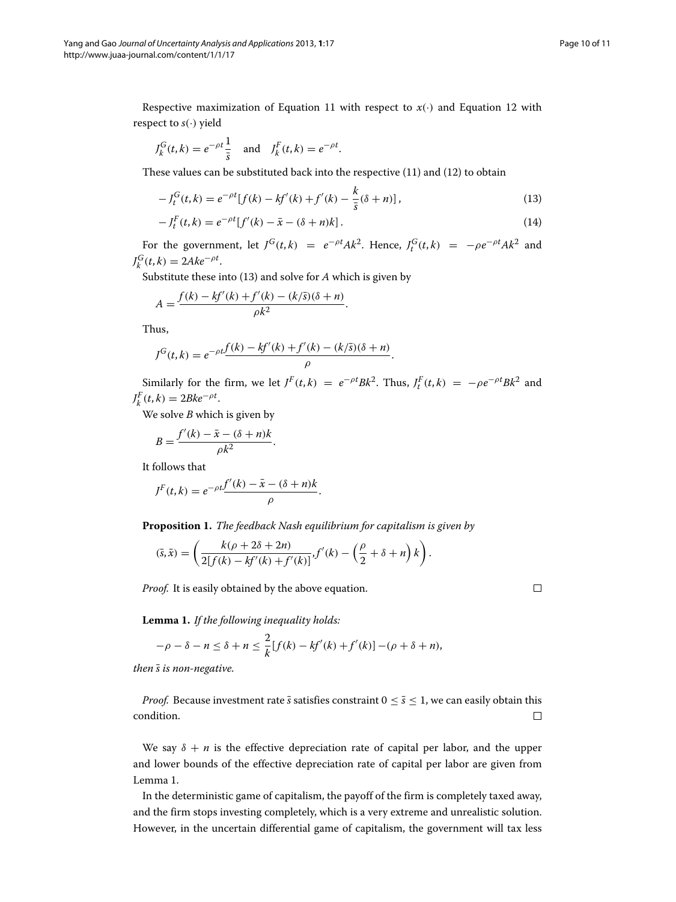Respective maximization of Equation 11 with respect to $x(\cdot)$ and Equation 12 with respect to $s(\cdot)$ yield

$$J_k^G(t,k) = e^{-\rho t}\frac{1}{\bar{s}} \quad \text{and} \quad J_k^F(t,k) = e^{-\rho t}.$$

These values can be substituted back into the respective (11) and (12) to obtain

$$-J_t^G(t,k) = e^{-\rho t}\left[f(k) - kf'(k) + f'(k) - \frac{k}{\bar{s}}(\delta+n)\right], \tag{13}$$

$$-J_t^F(t,k) = e^{-\rho t}\left[f'(k) - \bar{x} - (\delta+n)k\right]. \tag{14}$$

For the government, let $J^G(t,k) = e^{-\rho t}Ak^2$. Hence, $J_t^G(t,k) = -\rho e^{-\rho t}Ak^2$ and $J_k^G(t,k) = 2Ake^{-\rho t}$.

Substitute these into (13) and solve for $A$ which is given by

$$A = \frac{f(k) - kf'(k) + f'(k) - (k/\bar{s})(\delta+n)}{\rho k^2}.$$

Thus,

$$J^G(t,k) = e^{-\rho t}\frac{f(k) - kf'(k) + f'(k) - (k/\bar{s})(\delta+n)}{\rho}.$$

Similarly for the firm, we let $J^F(t,k) = e^{-\rho t}Bk^2$. Thus, $J_t^F(t,k) = -\rho e^{-\rho t}Bk^2$ and $J_k^F(t,k) = 2Bke^{-\rho t}$.

We solve $B$ which is given by

$$B = \frac{f'(k) - \bar{x} - (\delta+n)k}{\rho k^2}.$$

It follows that

$$J^F(t,k) = e^{-\rho t}\frac{f'(k) - \bar{x} - (\delta+n)k}{\rho}.$$

**Proposition 1.** *The feedback Nash equilibrium for capitalism is given by*

$$(\bar{s},\bar{x}) = \left(\frac{k(\rho+2\delta+2n)}{2[f(k) - kf'(k) + f'(k)]}, f'(k) - \left(\frac{\rho}{2}+\delta+n\right)k\right).$$

*Proof.* It is easily obtained by the above equation. □

**Lemma 1.** *If the following inequality holds:*

$$-\rho - \delta - n \le \delta + n \le \frac{2}{k}[f(k) - kf'(k) + f'(k)] - (\rho+\delta+n),$$

*then $\bar{s}$ is non-negative.*

*Proof.* Because investment rate $\bar{s}$ satisfies constraint $0 \le \bar{s} \le 1$, we can easily obtain this condition. □

We say $\delta + n$ is the effective depreciation rate of capital per labor, and the upper and lower bounds of the effective depreciation rate of capital per labor are given from Lemma 1.

In the deterministic game of capitalism, the payoff of the firm is completely taxed away, and the firm stops investing completely, which is a very extreme and unrealistic solution. However, in the uncertain differential game of capitalism, the government will tax less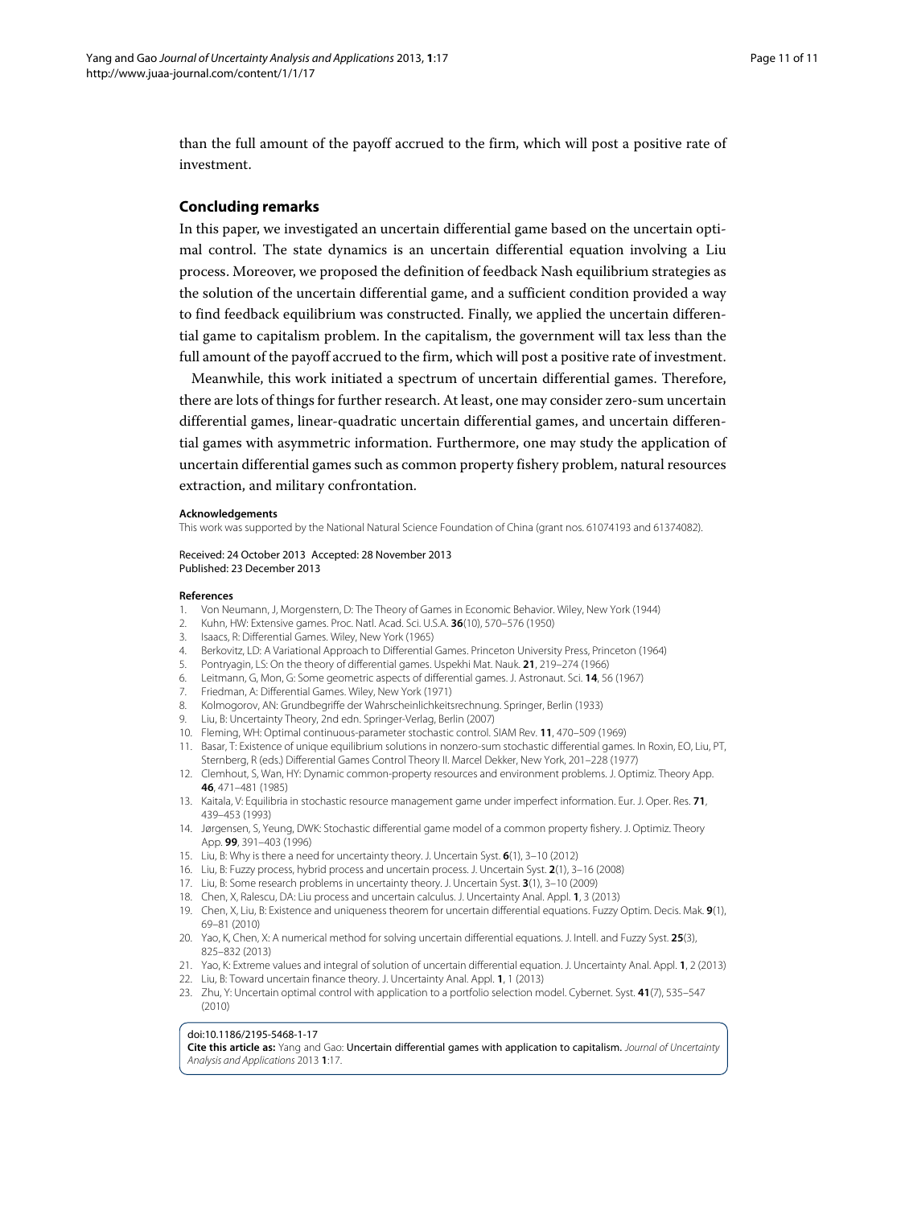than the full amount of the payoff accrued to the firm, which will post a positive rate of investment.

## Concluding remarks

In this paper, we investigated an uncertain differential game based on the uncertain optimal control. The state dynamics is an uncertain differential equation involving a Liu process. Moreover, we proposed the definition of feedback Nash equilibrium strategies as the solution of the uncertain differential game, and a sufficient condition provided a way to find feedback equilibrium was constructed. Finally, we applied the uncertain differential game to capitalism problem. In the capitalism, the government will tax less than the full amount of the payoff accrued to the firm, which will post a positive rate of investment.

Meanwhile, this work initiated a spectrum of uncertain differential games. Therefore, there are lots of things for further research. At least, one may consider zero-sum uncertain differential games, linear-quadratic uncertain differential games, and uncertain differential games with asymmetric information. Furthermore, one may study the application of uncertain differential games such as common property fishery problem, natural resources extraction, and military confrontation.

#### Acknowledgements

This work was supported by the National Natural Science Foundation of China (grant nos. 61074193 and 61374082).

Received: 24 October 2013 Accepted: 28 November 2013
Published: 23 December 2013

#### References

1. Von Neumann, J, Morgenstern, D: The Theory of Games in Economic Behavior. Wiley, New York (1944)
2. Kuhn, HW: Extensive games. Proc. Natl. Acad. Sci. U.S.A. **36**(10), 570–576 (1950)
3. Isaacs, R: Differential Games. Wiley, New York (1965)
4. Berkovitz, LD: A Variational Approach to Differential Games. Princeton University Press, Princeton (1964)
5. Pontryagin, LS: On the theory of differential games. Uspekhi Mat. Nauk. **21**, 219–274 (1966)
6. Leitmann, G, Mon, G: Some geometric aspects of differential games. J. Astronaut. Sci. **14**, 56 (1967)
7. Friedman, A: Differential Games. Wiley, New York (1971)
8. Kolmogorov, AN: Grundbegriffe der Wahrscheinlichkeitsrechnung. Springer, Berlin (1933)
9. Liu, B: Uncertainty Theory, 2nd edn. Springer-Verlag, Berlin (2007)
10. Fleming, WH: Optimal continuous-parameter stochastic control. SIAM Rev. **11**, 470–509 (1969)
11. Basar, T: Existence of unique equilibrium solutions in nonzero-sum stochastic differential games. In Roxin, EO, Liu, PT, Sternberg, R (eds.) Differential Games Control Theory II. Marcel Dekker, New York, 201–228 (1977)
12. Clemhout, S, Wan, HY: Dynamic common-property resources and environment problems. J. Optimiz. Theory App. **46**, 471–481 (1985)
13. Kaitala, V: Equilibria in stochastic resource management game under imperfect information. Eur. J. Oper. Res. **71**, 439–453 (1993)
14. Jørgensen, S, Yeung, DWK: Stochastic differential game model of a common property fishery. J. Optimiz. Theory App. **99**, 391–403 (1996)
15. Liu, B: Why is there a need for uncertainty theory. J. Uncertain Syst. **6**(1), 3–10 (2012)
16. Liu, B: Fuzzy process, hybrid process and uncertain process. J. Uncertain Syst. **2**(1), 3–16 (2008)
17. Liu, B: Some research problems in uncertainty theory. J. Uncertain Syst. **3**(1), 3–10 (2009)
18. Chen, X, Ralescu, DA: Liu process and uncertain calculus. J. Uncertainty Anal. Appl. **1**, 3 (2013)
19. Chen, X, Liu, B: Existence and uniqueness theorem for uncertain differential equations. Fuzzy Optim. Decis. Mak. **9**(1), 69–81 (2010)
20. Yao, K, Chen, X: A numerical method for solving uncertain differential equations. J. Intell. and Fuzzy Syst. **25**(3), 825–832 (2013)
21. Yao, K: Extreme values and integral of solution of uncertain differential equation. J. Uncertainty Anal. Appl. **1**, 2 (2013)
22. Liu, B: Toward uncertain finance theory. J. Uncertainty Anal. Appl. **1**, 1 (2013)
23. Zhu, Y: Uncertain optimal control with application to a portfolio selection model. Cybernet. Syst. **41**(7), 535–547 (2010)

doi:10.1186/2195-5468-1-17
**Cite this article as:** Yang and Gao: Uncertain differential games with application to capitalism. *Journal of Uncertainty Analysis and Applications* 2013 **1**:17.